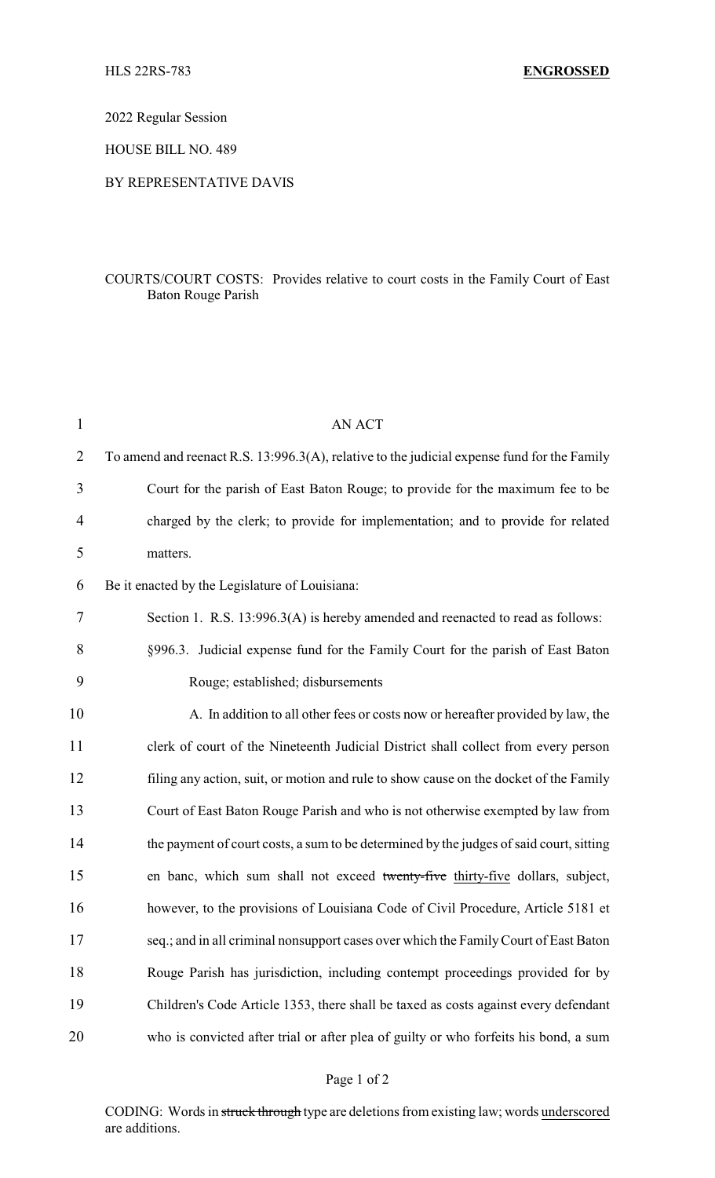HLS 22RS-783 **ENGROSSED**

2022 Regular Session

HOUSE BILL NO. 489

BY REPRESENTATIVE DAVIS

COURTS/COURT COSTS: Provides relative to court costs in the Family Court of East Baton Rouge Parish

AN ACT

To amend and reenact R.S. 13:996.3(A), relative to the judicial expense fund for the Family Court for the parish of East Baton Rouge; to provide for the maximum fee to be charged by the clerk; to provide for implementation; and to provide for related matters.

Be it enacted by the Legislature of Louisiana:

Section 1. R.S. 13:996.3(A) is hereby amended and reenacted to read as follows:

§996.3. Judicial expense fund for the Family Court for the parish of East Baton Rouge; established; disbursements

A. In addition to all other fees or costs now or hereafter provided by law, the clerk of court of the Nineteenth Judicial District shall collect from every person filing any action, suit, or motion and rule to show cause on the docket of the Family Court of East Baton Rouge Parish and who is not otherwise exempted by law from the payment of court costs, a sum to be determined by the judges of said court, sitting en banc, which sum shall not exceed ~~twenty-five~~ <u>thirty-five</u> dollars, subject, however, to the provisions of Louisiana Code of Civil Procedure, Article 5181 et seq.; and in all criminal nonsupport cases over which the Family Court of East Baton Rouge Parish has jurisdiction, including contempt proceedings provided for by Children's Code Article 1353, there shall be taxed as costs against every defendant who is convicted after trial or after plea of guilty or who forfeits his bond, a sum

CODING: Words in ~~struck through~~ type are deletions from existing law; words <u>underscored</u> are additions.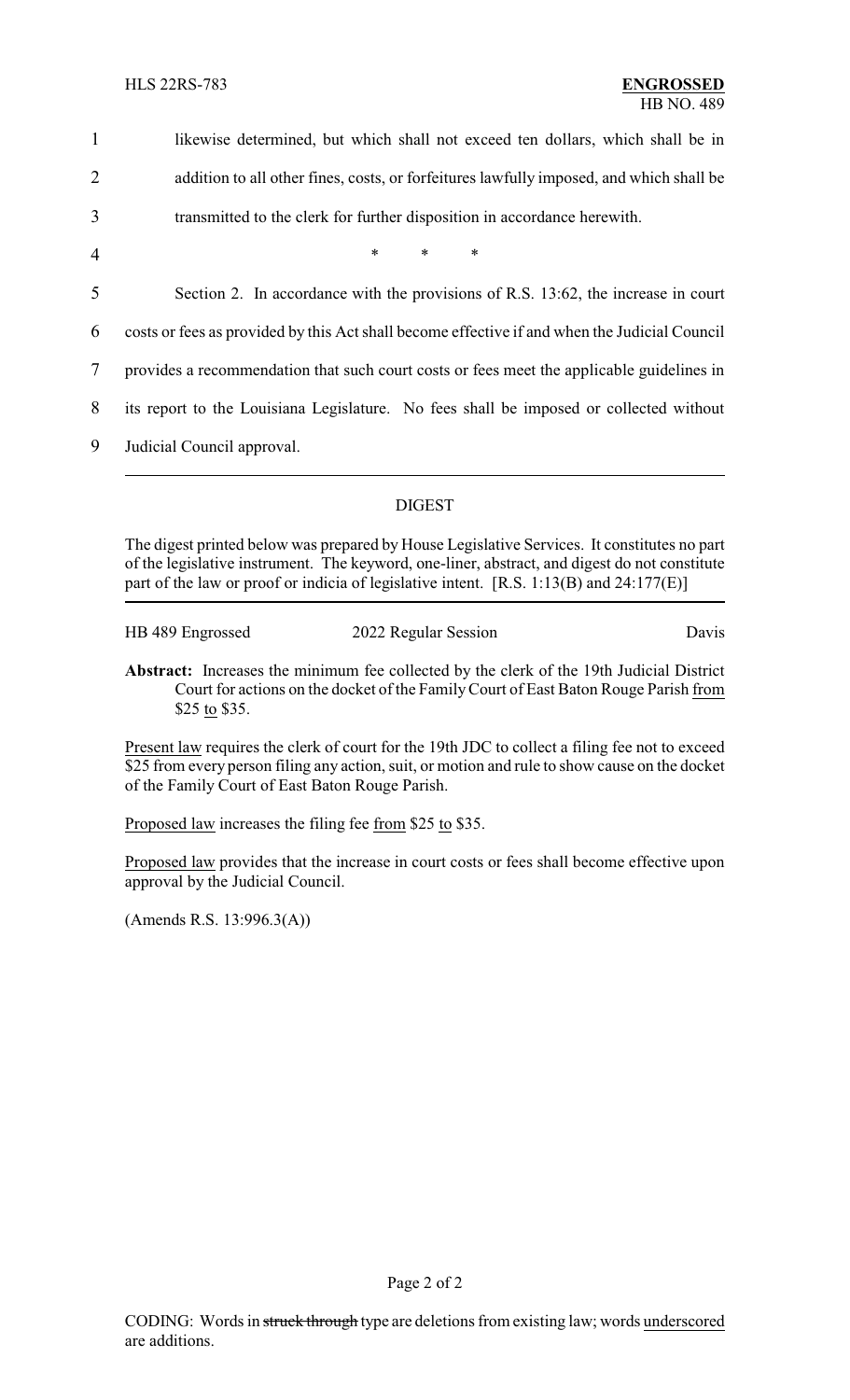likewise determined, but which shall not exceed ten dollars, which shall be in addition to all other fines, costs, or forfeitures lawfully imposed, and which shall be transmitted to the clerk for further disposition in accordance herewith.

\* \* \*

Section 2. In accordance with the provisions of R.S. 13:62, the increase in court costs or fees as provided by this Act shall become effective if and when the Judicial Council provides a recommendation that such court costs or fees meet the applicable guidelines in its report to the Louisiana Legislature. No fees shall be imposed or collected without Judicial Council approval.

## DIGEST

The digest printed below was prepared by House Legislative Services. It constitutes no part of the legislative instrument. The keyword, one-liner, abstract, and digest do not constitute part of the law or proof or indicia of legislative intent. [R.S. 1:13(B) and 24:177(E)]

HB 489 Engrossed 2022 Regular Session Davis

**Abstract:** Increases the minimum fee collected by the clerk of the 19th Judicial District Court for actions on the docket of the Family Court of East Baton Rouge Parish from $25 to $35.

Present law requires the clerk of court for the 19th JDC to collect a filing fee not to exceed $25 from every person filing any action, suit, or motion and rule to show cause on the docket of the Family Court of East Baton Rouge Parish.

Proposed law increases the filing fee from $25 to $35.

Proposed law provides that the increase in court costs or fees shall become effective upon approval by the Judicial Council.

(Amends R.S. 13:996.3(A))

CODING: Words in struck through type are deletions from existing law; words underscored are additions.